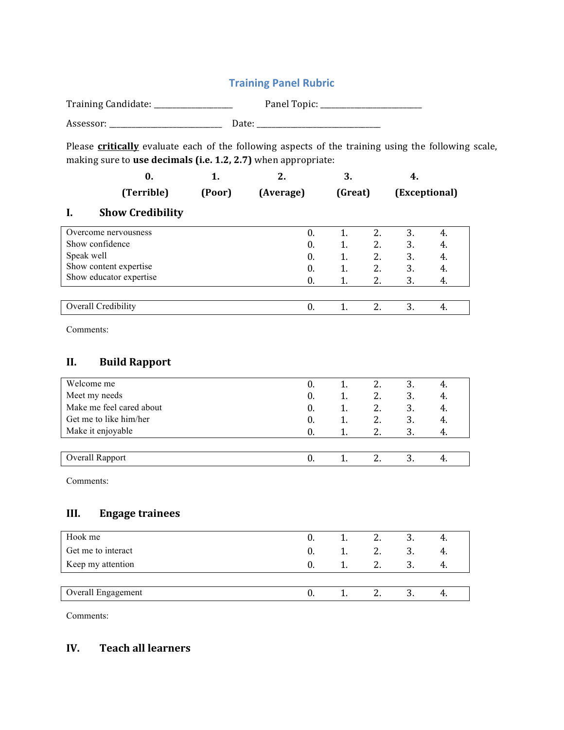# Training Panel Rubric

Training Candidate: ___________________ Panel Topic: _________________________

Assessor: ____________________________ Date: ______________________________

Please **critically** evaluate each of the following aspects of the training using the following scale, making sure to **use decimals (i.e. 1.2, 2.7)** when appropriate:

| **0.** | **1.** | **2.** | **3.** | **4.** |
|---|---|---|---|---|
| **(Terrible)** | **(Poor)** | **(Average)** | **(Great)** | **(Exceptional)** |

## I. Show Credibility

| | | | | | |
|---|---|---|---|---|---|
| Overcome nervousness | 0. | 1. | 2. | 3. | 4. |
| Show confidence | 0. | 1. | 2. | 3. | 4. |
| Speak well | 0. | 1. | 2. | 3. | 4. |
| Show content expertise | 0. | 1. | 2. | 3. | 4. |
| Show educator expertise | 0. | 1. | 2. | 3. | 4. |

| | | | | | |
|---|---|---|---|---|---|
| Overall Credibility | 0. | 1. | 2. | 3. | 4. |

Comments:

## II. Build Rapport

| | | | | | |
|---|---|---|---|---|---|
| Welcome me | 0. | 1. | 2. | 3. | 4. |
| Meet my needs | 0. | 1. | 2. | 3. | 4. |
| Make me feel cared about | 0. | 1. | 2. | 3. | 4. |
| Get me to like him/her | 0. | 1. | 2. | 3. | 4. |
| Make it enjoyable | 0. | 1. | 2. | 3. | 4. |

| | | | | | |
|---|---|---|---|---|---|
| Overall Rapport | 0. | 1. | 2. | 3. | 4. |

Comments:

## III. Engage trainees

| | | | | | |
|---|---|---|---|---|---|
| Hook me | 0. | 1. | 2. | 3. | 4. |
| Get me to interact | 0. | 1. | 2. | 3. | 4. |
| Keep my attention | 0. | 1. | 2. | 3. | 4. |

| | | | | | |
|---|---|---|---|---|---|
| Overall Engagement | 0. | 1. | 2. | 3. | 4. |

Comments:

## IV. Teach all learners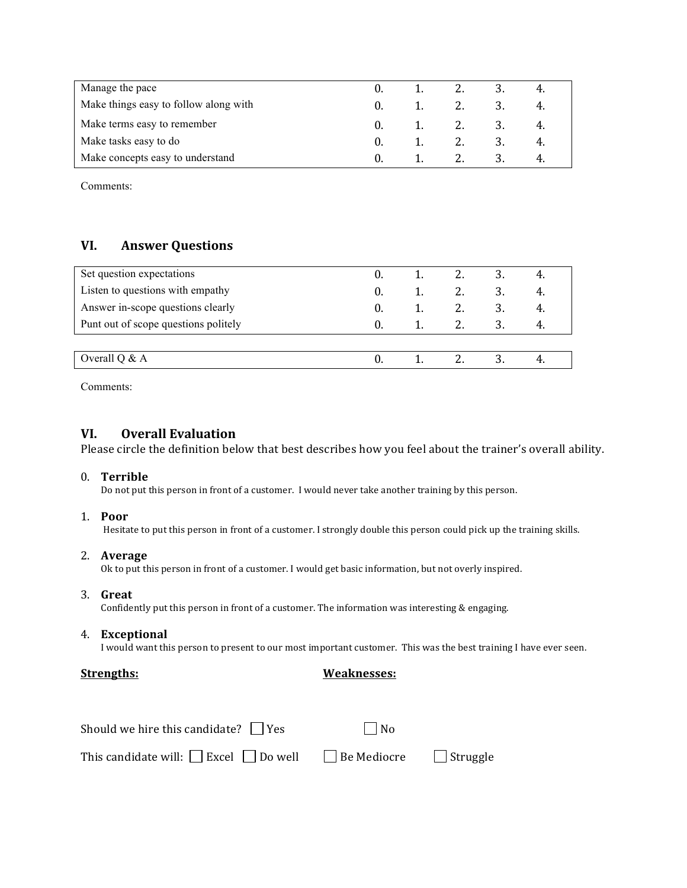| | | | | | |
|---|---|---|---|---|---|
| Manage the pace | 0. | 1. | 2. | 3. | 4. |
| Make things easy to follow along with | 0. | 1. | 2. | 3. | 4. |
| Make terms easy to remember | 0. | 1. | 2. | 3. | 4. |
| Make tasks easy to do | 0. | 1. | 2. | 3. | 4. |
| Make concepts easy to understand | 0. | 1. | 2. | 3. | 4. |

Comments:

## VI. Answer Questions

| | | | | | |
|---|---|---|---|---|---|
| Set question expectations | 0. | 1. | 2. | 3. | 4. |
| Listen to questions with empathy | 0. | 1. | 2. | 3. | 4. |
| Answer in-scope questions clearly | 0. | 1. | 2. | 3. | 4. |
| Punt out of scope questions politely | 0. | 1. | 2. | 3. | 4. |

| | | | | | |
|---|---|---|---|---|---|
| Overall Q & A | 0. | 1. | 2. | 3. | 4. |

Comments:

## VI. Overall Evaluation

Please circle the definition below that best describes how you feel about the trainer's overall ability.

0. **Terrible**
   Do not put this person in front of a customer. I would never take another training by this person.

1. **Poor**
   Hesitate to put this person in front of a customer. I strongly double this person could pick up the training skills.

2. **Average**
   Ok to put this person in front of a customer. I would get basic information, but not overly inspired.

3. **Great**
   Confidently put this person in front of a customer. The information was interesting & engaging.

4. **Exceptional**
   I would want this person to present to our most important customer. This was the best training I have ever seen.

**Strengths:**

**Weaknesses:**

Should we hire this candidate? ☐ Yes ☐ No

This candidate will: ☐ Excel ☐ Do well ☐ Be Mediocre ☐ Struggle